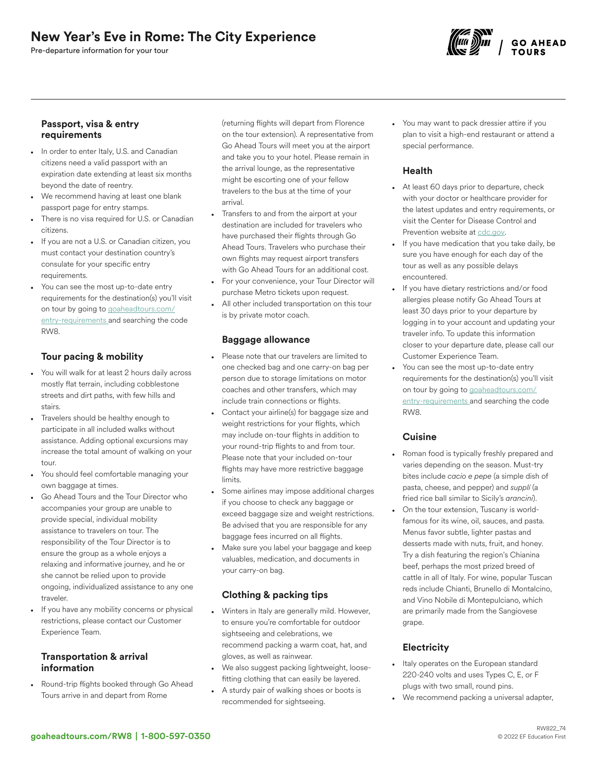# New Year's Eve in Rome: The City Experience

Pre-departure information for your tour

### Passport, visa & entry requirements

- In order to enter Italy, U.S. and Canadian citizens need a valid passport with an expiration date extending at least six months beyond the date of reentry.
- We recommend having at least one blank passport page for entry stamps.
- There is no visa required for U.S. or Canadian citizens.
- If you are not a U.S. or Canadian citizen, you must contact your destination country's consulate for your specific entry requirements.
- You can see the most up-to-date entry requirements for the destination(s) you'll visit on tour by going to goaheadtours.com/entry-requirements and searching the code RW8.

### Tour pacing & mobility

- You will walk for at least 2 hours daily across mostly flat terrain, including cobblestone streets and dirt paths, with few hills and stairs.
- Travelers should be healthy enough to participate in all included walks without assistance. Adding optional excursions may increase the total amount of walking on your tour.
- You should feel comfortable managing your own baggage at times.
- Go Ahead Tours and the Tour Director who accompanies your group are unable to provide special, individual mobility assistance to travelers on tour. The responsibility of the Tour Director is to ensure the group as a whole enjoys a relaxing and informative journey, and he or she cannot be relied upon to provide ongoing, individualized assistance to any one traveler.
- If you have any mobility concerns or physical restrictions, please contact our Customer Experience Team.

### Transportation & arrival information

- Round-trip flights booked through Go Ahead Tours arrive in and depart from Rome (returning flights will depart from Florence on the tour extension). A representative from Go Ahead Tours will meet you at the airport and take you to your hotel. Please remain in the arrival lounge, as the representative might be escorting one of your fellow travelers to the bus at the time of your arrival.
- Transfers to and from the airport at your destination are included for travelers who have purchased their flights through Go Ahead Tours. Travelers who purchase their own flights may request airport transfers with Go Ahead Tours for an additional cost.
- For your convenience, your Tour Director will purchase Metro tickets upon request.
- All other included transportation on this tour is by private motor coach.

### Baggage allowance

- Please note that our travelers are limited to one checked bag and one carry-on bag per person due to storage limitations on motor coaches and other transfers, which may include train connections or flights.
- Contact your airline(s) for baggage size and weight restrictions for your flights, which may include on-tour flights in addition to your round-trip flights to and from tour. Please note that your included on-tour flights may have more restrictive baggage limits.
- Some airlines may impose additional charges if you choose to check any baggage or exceed baggage size and weight restrictions. Be advised that you are responsible for any baggage fees incurred on all flights.
- Make sure you label your baggage and keep valuables, medication, and documents in your carry-on bag.

### Clothing & packing tips

- Winters in Italy are generally mild. However, to ensure you're comfortable for outdoor sightseeing and celebrations, we recommend packing a warm coat, hat, and gloves, as well as rainwear.
- We also suggest packing lightweight, loose-fitting clothing that can easily be layered.
- A sturdy pair of walking shoes or boots is recommended for sightseeing.
- You may want to pack dressier attire if you plan to visit a high-end restaurant or attend a special performance.

### Health

- At least 60 days prior to departure, check with your doctor or healthcare provider for the latest updates and entry requirements, or visit the Center for Disease Control and Prevention website at cdc.gov.
- If you have medication that you take daily, be sure you have enough for each day of the tour as well as any possible delays encountered.
- If you have dietary restrictions and/or food allergies please notify Go Ahead Tours at least 30 days prior to your departure by logging in to your account and updating your traveler info. To update this information closer to your departure date, please call our Customer Experience Team.
- You can see the most up-to-date entry requirements for the destination(s) you'll visit on tour by going to goaheadtours.com/entry-requirements and searching the code RW8.

### Cuisine

- Roman food is typically freshly prepared and varies depending on the season. Must-try bites include *cacio e pepe* (a simple dish of pasta, cheese, and pepper) and *supplí* (a fried rice ball similar to Sicily's *arancini*).
- On the tour extension, Tuscany is world-famous for its wine, oil, sauces, and pasta. Menus favor subtle, lighter pastas and desserts made with nuts, fruit, and honey. Try a dish featuring the region's Chianina beef, perhaps the most prized breed of cattle in all of Italy. For wine, popular Tuscan reds include Chianti, Brunello di Montalcino, and Vino Nobile di Montepulciano, which are primarily made from the Sangiovese grape.

### Electricity

- Italy operates on the European standard 220-240 volts and uses Types C, E, or F plugs with two small, round pins.
- We recommend packing a universal adapter,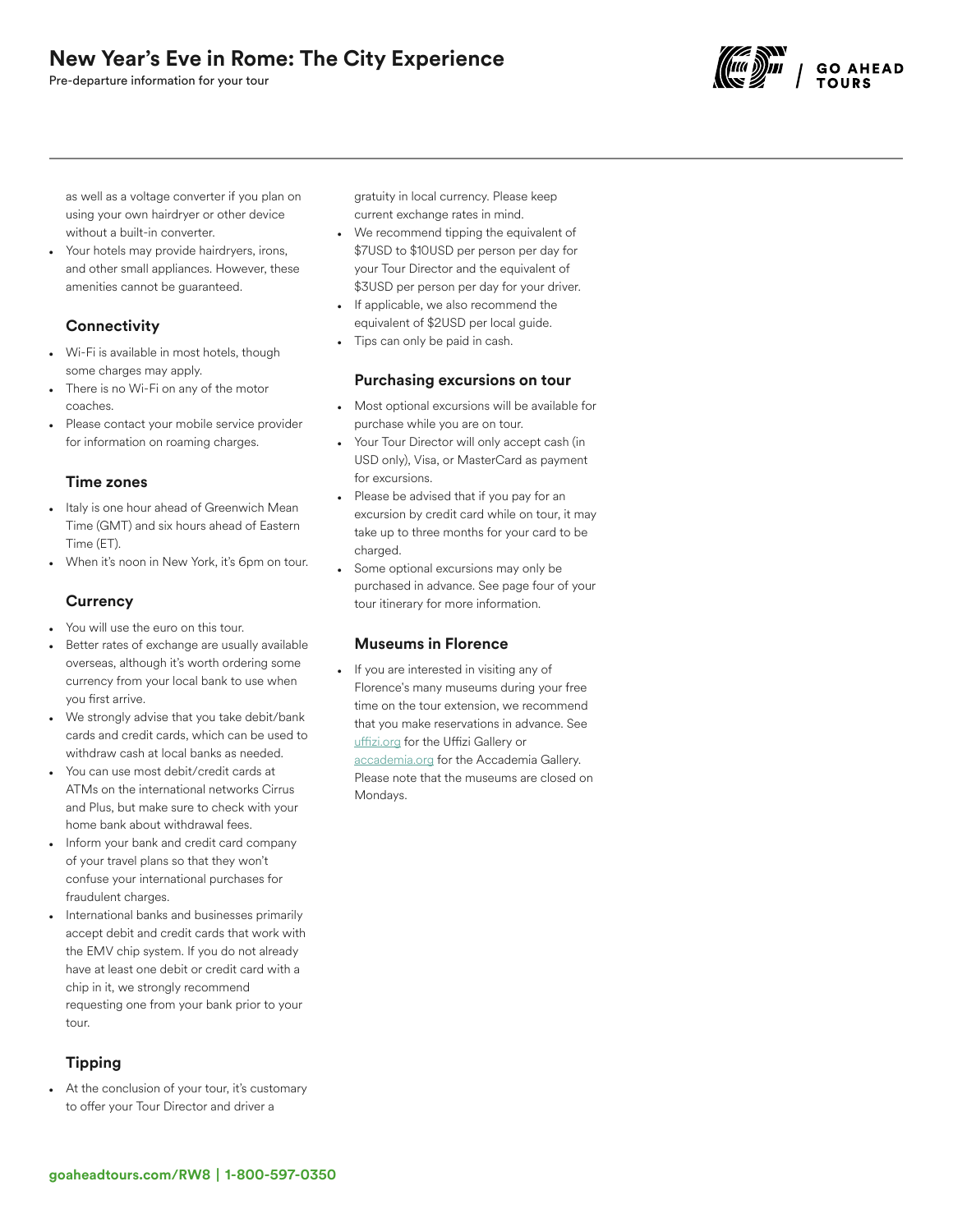as well as a voltage converter if you plan on using your own hairdryer or other device without a built-in converter.

- Your hotels may provide hairdryers, irons, and other small appliances. However, these amenities cannot be guaranteed.

### Connectivity

- Wi-Fi is available in most hotels, though some charges may apply.
- There is no Wi-Fi on any of the motor coaches.
- Please contact your mobile service provider for information on roaming charges.

### Time zones

- Italy is one hour ahead of Greenwich Mean Time (GMT) and six hours ahead of Eastern Time (ET).
- When it's noon in New York, it's 6pm on tour.

### Currency

- You will use the euro on this tour.
- Better rates of exchange are usually available overseas, although it's worth ordering some currency from your local bank to use when you first arrive.
- We strongly advise that you take debit/bank cards and credit cards, which can be used to withdraw cash at local banks as needed.
- You can use most debit/credit cards at ATMs on the international networks Cirrus and Plus, but make sure to check with your home bank about withdrawal fees.
- Inform your bank and credit card company of your travel plans so that they won't confuse your international purchases for fraudulent charges.
- International banks and businesses primarily accept debit and credit cards that work with the EMV chip system. If you do not already have at least one debit or credit card with a chip in it, we strongly recommend requesting one from your bank prior to your tour.

### Tipping

- At the conclusion of your tour, it's customary to offer your Tour Director and driver a gratuity in local currency. Please keep current exchange rates in mind.
- We recommend tipping the equivalent of $7USD to $10USD per person per day for your Tour Director and the equivalent of $3USD per person per day for your driver.
- If applicable, we also recommend the equivalent of $2USD per local guide.
- Tips can only be paid in cash.

### Purchasing excursions on tour

- Most optional excursions will be available for purchase while you are on tour.
- Your Tour Director will only accept cash (in USD only), Visa, or MasterCard as payment for excursions.
- Please be advised that if you pay for an excursion by credit card while on tour, it may take up to three months for your card to be charged.
- Some optional excursions may only be purchased in advance. See page four of your tour itinerary for more information.

### Museums in Florence

- If you are interested in visiting any of Florence's many museums during your free time on the tour extension, we recommend that you make reservations in advance. See uffizi.org for the Uffizi Gallery or accademia.org for the Accademia Gallery. Please note that the museums are closed on Mondays.